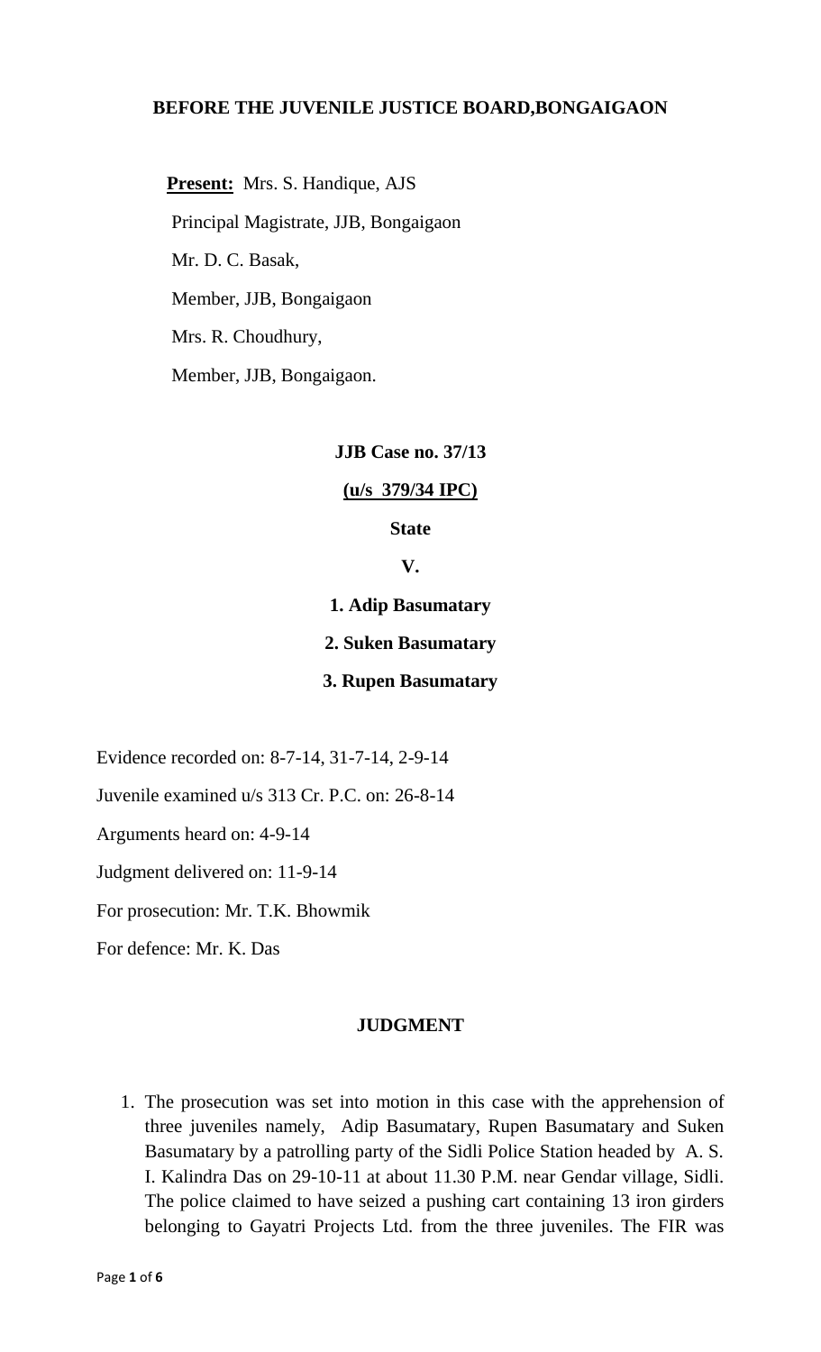**BEFORE THE JUVENILE JUSTICE BOARD,BONGAIGAON**

**Present:** Mrs. S. Handique, AJS

Principal Magistrate, JJB, Bongaigaon

Mr. D. C. Basak,

Member, JJB, Bongaigaon

Mrs. R. Choudhury,

Member, JJB, Bongaigaon.

**JJB Case no. 37/13**

**(u/s 379/34 IPC)**

**State**

**V.**

**1. Adip Basumatary**

**2. Suken Basumatary**

**3. Rupen Basumatary**

Evidence recorded on: 8-7-14, 31-7-14, 2-9-14

Juvenile examined u/s 313 Cr. P.C. on: 26-8-14

Arguments heard on: 4-9-14

Judgment delivered on: 11-9-14

For prosecution: Mr. T.K. Bhowmik

For defence: Mr. K. Das

**JUDGMENT**

1. The prosecution was set into motion in this case with the apprehension of three juveniles namely, Adip Basumatary, Rupen Basumatary and Suken Basumatary by a patrolling party of the Sidli Police Station headed by A. S. I. Kalindra Das on 29-10-11 at about 11.30 P.M. near Gendar village, Sidli. The police claimed to have seized a pushing cart containing 13 iron girders belonging to Gayatri Projects Ltd. from the three juveniles. The FIR was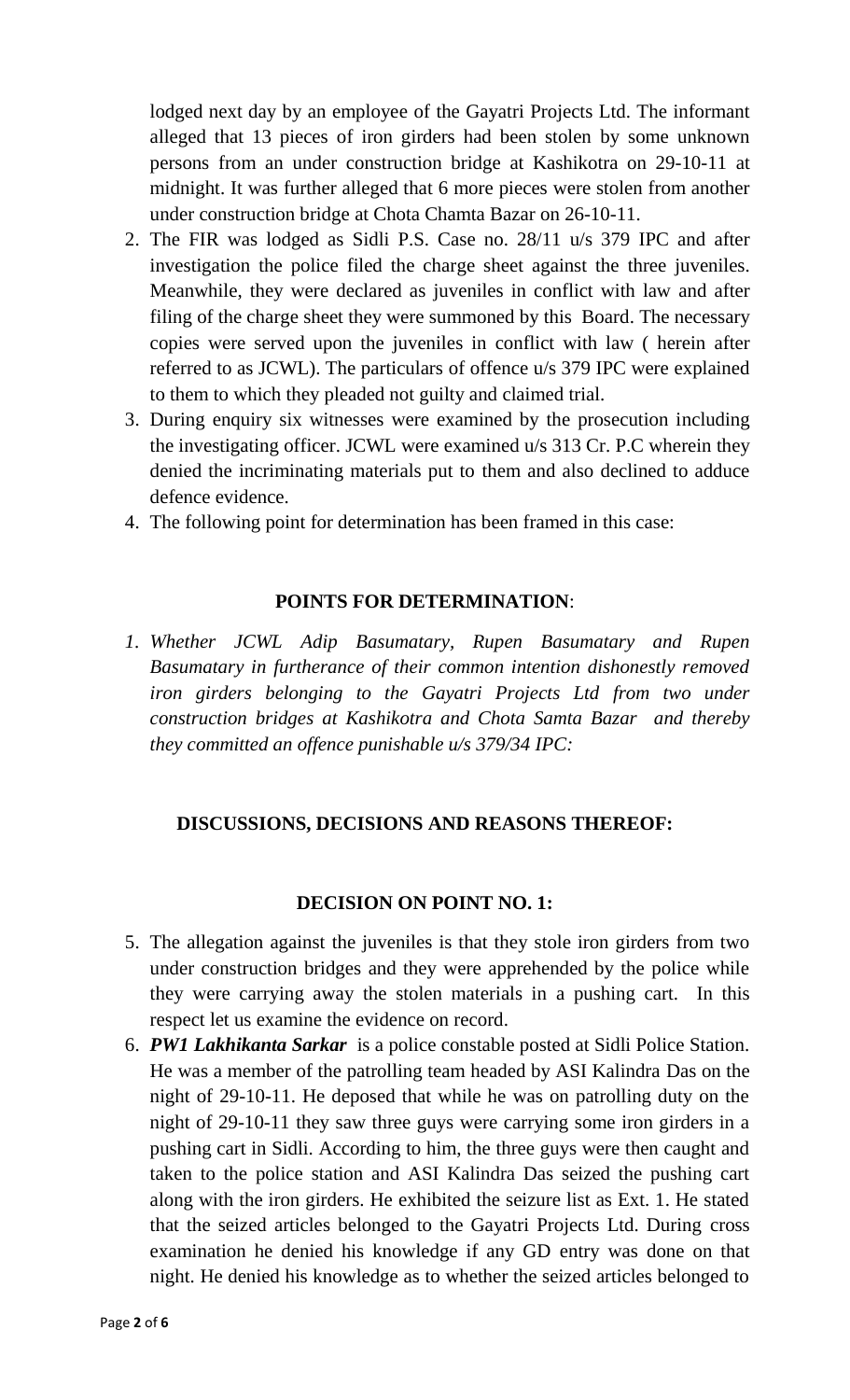lodged next day by an employee of the Gayatri Projects Ltd. The informant alleged that 13 pieces of iron girders had been stolen by some unknown persons from an under construction bridge at Kashikotra on 29-10-11 at midnight. It was further alleged that 6 more pieces were stolen from another under construction bridge at Chota Chamta Bazar on 26-10-11.

2. The FIR was lodged as Sidli P.S. Case no. 28/11 u/s 379 IPC and after investigation the police filed the charge sheet against the three juveniles. Meanwhile, they were declared as juveniles in conflict with law and after filing of the charge sheet they were summoned by this Board. The necessary copies were served upon the juveniles in conflict with law ( herein after referred to as JCWL). The particulars of offence u/s 379 IPC were explained to them to which they pleaded not guilty and claimed trial.
3. During enquiry six witnesses were examined by the prosecution including the investigating officer. JCWL were examined u/s 313 Cr. P.C wherein they denied the incriminating materials put to them and also declined to adduce defence evidence.
4. The following point for determination has been framed in this case:

**POINTS FOR DETERMINATION**:

1. *Whether JCWL Adip Basumatary, Rupen Basumatary and Rupen Basumatary in furtherance of their common intention dishonestly removed iron girders belonging to the Gayatri Projects Ltd from two under construction bridges at Kashikotra and Chota Samta Bazar and thereby they committed an offence punishable u/s 379/34 IPC:*

**DISCUSSIONS, DECISIONS AND REASONS THEREOF:**

**DECISION ON POINT NO. 1:**

5. The allegation against the juveniles is that they stole iron girders from two under construction bridges and they were apprehended by the police while they were carrying away the stolen materials in a pushing cart. In this respect let us examine the evidence on record.
6. ***PW1 Lakhikanta Sarkar*** is a police constable posted at Sidli Police Station. He was a member of the patrolling team headed by ASI Kalindra Das on the night of 29-10-11. He deposed that while he was on patrolling duty on the night of 29-10-11 they saw three guys were carrying some iron girders in a pushing cart in Sidli. According to him, the three guys were then caught and taken to the police station and ASI Kalindra Das seized the pushing cart along with the iron girders. He exhibited the seizure list as Ext. 1. He stated that the seized articles belonged to the Gayatri Projects Ltd. During cross examination he denied his knowledge if any GD entry was done on that night. He denied his knowledge as to whether the seized articles belonged to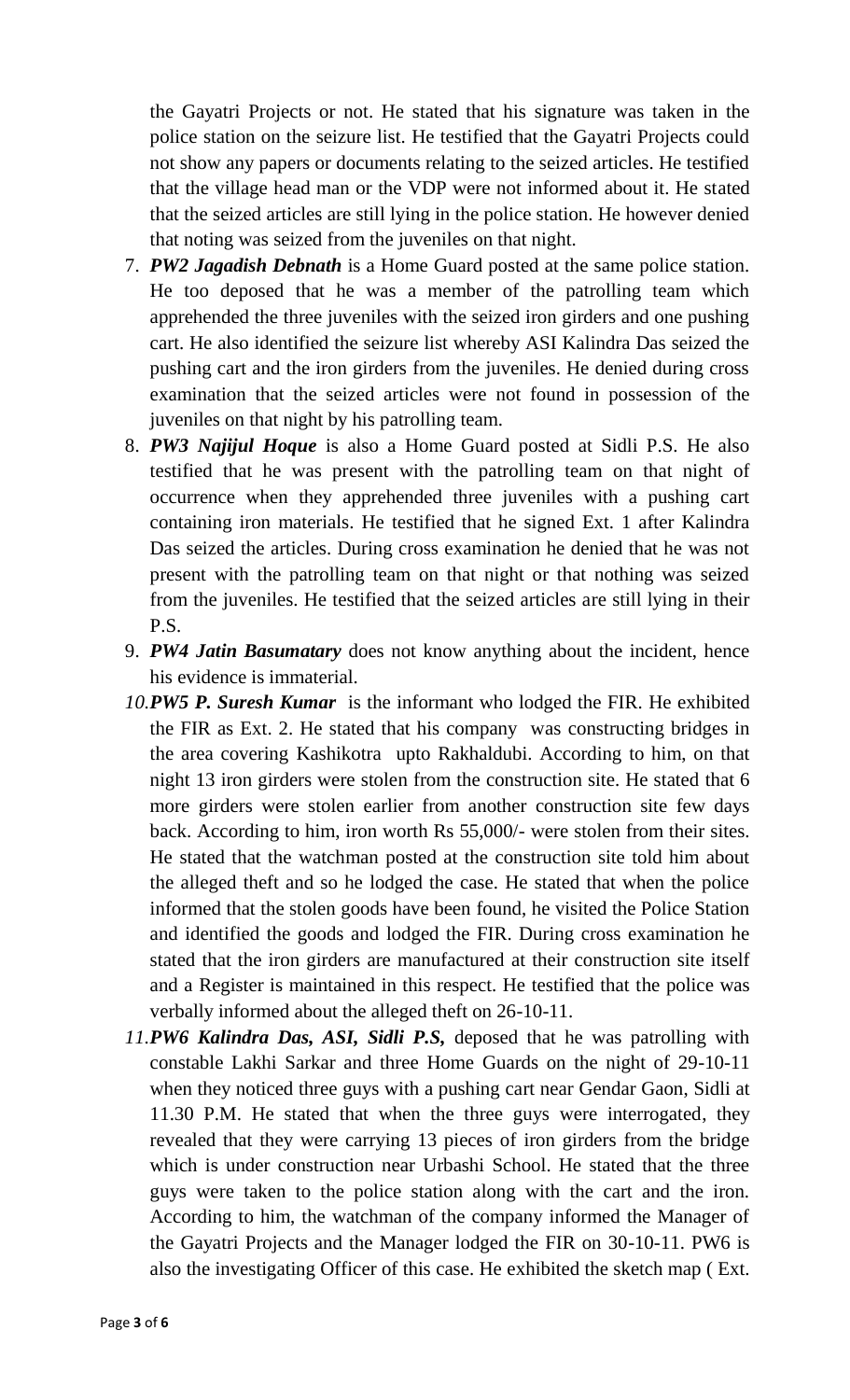the Gayatri Projects or not. He stated that his signature was taken in the police station on the seizure list. He testified that the Gayatri Projects could not show any papers or documents relating to the seized articles. He testified that the village head man or the VDP were not informed about it. He stated that the seized articles are still lying in the police station. He however denied that noting was seized from the juveniles on that night.

7. ***PW2 Jagadish Debnath*** is a Home Guard posted at the same police station. He too deposed that he was a member of the patrolling team which apprehended the three juveniles with the seized iron girders and one pushing cart. He also identified the seizure list whereby ASI Kalindra Das seized the pushing cart and the iron girders from the juveniles. He denied during cross examination that the seized articles were not found in possession of the juveniles on that night by his patrolling team.

8. ***PW3 Najijul Hoque*** is also a Home Guard posted at Sidli P.S. He also testified that he was present with the patrolling team on that night of occurrence when they apprehended three juveniles with a pushing cart containing iron materials. He testified that he signed Ext. 1 after Kalindra Das seized the articles. During cross examination he denied that he was not present with the patrolling team on that night or that nothing was seized from the juveniles. He testified that the seized articles are still lying in their P.S.

9. ***PW4 Jatin Basumatary*** does not know anything about the incident, hence his evidence is immaterial.

10. ***PW5 P. Suresh Kumar*** is the informant who lodged the FIR. He exhibited the FIR as Ext. 2. He stated that his company was constructing bridges in the area covering Kashikotra upto Rakhaldubi. According to him, on that night 13 iron girders were stolen from the construction site. He stated that 6 more girders were stolen earlier from another construction site few days back. According to him, iron worth Rs 55,000/- were stolen from their sites. He stated that the watchman posted at the construction site told him about the alleged theft and so he lodged the case. He stated that when the police informed that the stolen goods have been found, he visited the Police Station and identified the goods and lodged the FIR. During cross examination he stated that the iron girders are manufactured at their construction site itself and a Register is maintained in this respect. He testified that the police was verbally informed about the alleged theft on 26-10-11.

11. ***PW6 Kalindra Das, ASI, Sidli P.S,*** deposed that he was patrolling with constable Lakhi Sarkar and three Home Guards on the night of 29-10-11 when they noticed three guys with a pushing cart near Gendar Gaon, Sidli at 11.30 P.M. He stated that when the three guys were interrogated, they revealed that they were carrying 13 pieces of iron girders from the bridge which is under construction near Urbashi School. He stated that the three guys were taken to the police station along with the cart and the iron. According to him, the watchman of the company informed the Manager of the Gayatri Projects and the Manager lodged the FIR on 30-10-11. PW6 is also the investigating Officer of this case. He exhibited the sketch map ( Ext.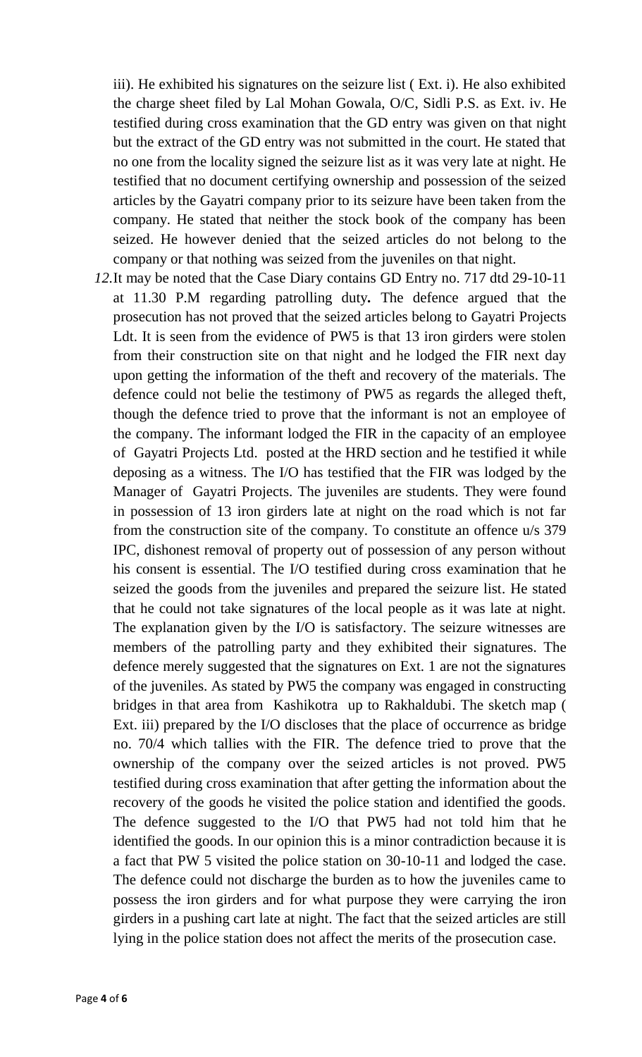iii). He exhibited his signatures on the seizure list ( Ext. i). He also exhibited the charge sheet filed by Lal Mohan Gowala, O/C, Sidli P.S. as Ext. iv. He testified during cross examination that the GD entry was given on that night but the extract of the GD entry was not submitted in the court. He stated that no one from the locality signed the seizure list as it was very late at night. He testified that no document certifying ownership and possession of the seized articles by the Gayatri company prior to its seizure have been taken from the company. He stated that neither the stock book of the company has been seized. He however denied that the seized articles do not belong to the company or that nothing was seized from the juveniles on that night.

*12.*It may be noted that the Case Diary contains GD Entry no. 717 dtd 29-10-11 at 11.30 P.M regarding patrolling duty**.** The defence argued that the prosecution has not proved that the seized articles belong to Gayatri Projects Ldt. It is seen from the evidence of PW5 is that 13 iron girders were stolen from their construction site on that night and he lodged the FIR next day upon getting the information of the theft and recovery of the materials. The defence could not belie the testimony of PW5 as regards the alleged theft, though the defence tried to prove that the informant is not an employee of the company. The informant lodged the FIR in the capacity of an employee of Gayatri Projects Ltd. posted at the HRD section and he testified it while deposing as a witness. The I/O has testified that the FIR was lodged by the Manager of Gayatri Projects. The juveniles are students. They were found in possession of 13 iron girders late at night on the road which is not far from the construction site of the company. To constitute an offence u/s 379 IPC, dishonest removal of property out of possession of any person without his consent is essential. The I/O testified during cross examination that he seized the goods from the juveniles and prepared the seizure list. He stated that he could not take signatures of the local people as it was late at night. The explanation given by the I/O is satisfactory. The seizure witnesses are members of the patrolling party and they exhibited their signatures. The defence merely suggested that the signatures on Ext. 1 are not the signatures of the juveniles. As stated by PW5 the company was engaged in constructing bridges in that area from Kashikotra up to Rakhaldubi. The sketch map ( Ext. iii) prepared by the I/O discloses that the place of occurrence as bridge no. 70/4 which tallies with the FIR. The defence tried to prove that the ownership of the company over the seized articles is not proved. PW5 testified during cross examination that after getting the information about the recovery of the goods he visited the police station and identified the goods. The defence suggested to the I/O that PW5 had not told him that he identified the goods. In our opinion this is a minor contradiction because it is a fact that PW 5 visited the police station on 30-10-11 and lodged the case. The defence could not discharge the burden as to how the juveniles came to possess the iron girders and for what purpose they were carrying the iron girders in a pushing cart late at night. The fact that the seized articles are still lying in the police station does not affect the merits of the prosecution case.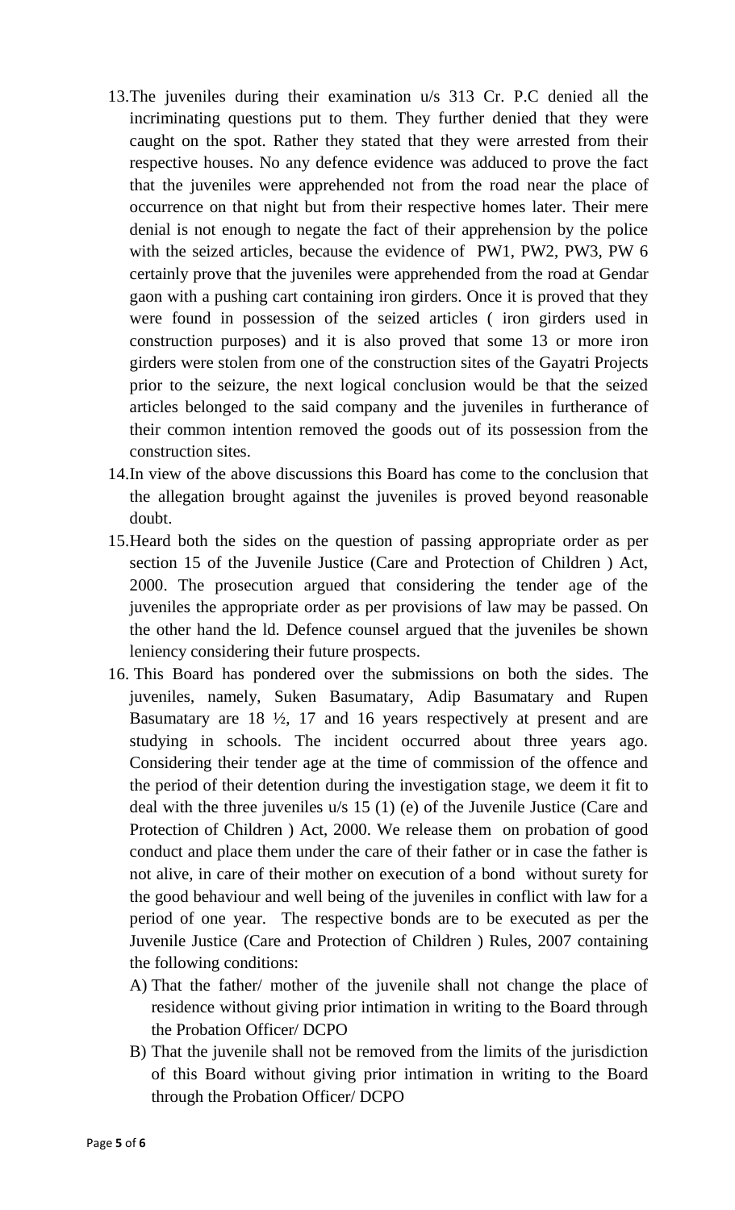13. The juveniles during their examination u/s 313 Cr. P.C denied all the incriminating questions put to them. They further denied that they were caught on the spot. Rather they stated that they were arrested from their respective houses. No any defence evidence was adduced to prove the fact that the juveniles were apprehended not from the road near the place of occurrence on that night but from their respective homes later. Their mere denial is not enough to negate the fact of their apprehension by the police with the seized articles, because the evidence of PW1, PW2, PW3, PW 6 certainly prove that the juveniles were apprehended from the road at Gendar gaon with a pushing cart containing iron girders. Once it is proved that they were found in possession of the seized articles ( iron girders used in construction purposes) and it is also proved that some 13 or more iron girders were stolen from one of the construction sites of the Gayatri Projects prior to the seizure, the next logical conclusion would be that the seized articles belonged to the said company and the juveniles in furtherance of their common intention removed the goods out of its possession from the construction sites.
14. In view of the above discussions this Board has come to the conclusion that the allegation brought against the juveniles is proved beyond reasonable doubt.
15. Heard both the sides on the question of passing appropriate order as per section 15 of the Juvenile Justice (Care and Protection of Children ) Act, 2000. The prosecution argued that considering the tender age of the juveniles the appropriate order as per provisions of law may be passed. On the other hand the ld. Defence counsel argued that the juveniles be shown leniency considering their future prospects.
16. This Board has pondered over the submissions on both the sides. The juveniles, namely, Suken Basumatary, Adip Basumatary and Rupen Basumatary are 18 ½, 17 and 16 years respectively at present and are studying in schools. The incident occurred about three years ago. Considering their tender age at the time of commission of the offence and the period of their detention during the investigation stage, we deem it fit to deal with the three juveniles u/s 15 (1) (e) of the Juvenile Justice (Care and Protection of Children ) Act, 2000. We release them on probation of good conduct and place them under the care of their father or in case the father is not alive, in care of their mother on execution of a bond without surety for the good behaviour and well being of the juveniles in conflict with law for a period of one year. The respective bonds are to be executed as per the Juvenile Justice (Care and Protection of Children ) Rules, 2007 containing the following conditions:
    - A) That the father/ mother of the juvenile shall not change the place of residence without giving prior intimation in writing to the Board through the Probation Officer/ DCPO
    - B) That the juvenile shall not be removed from the limits of the jurisdiction of this Board without giving prior intimation in writing to the Board through the Probation Officer/ DCPO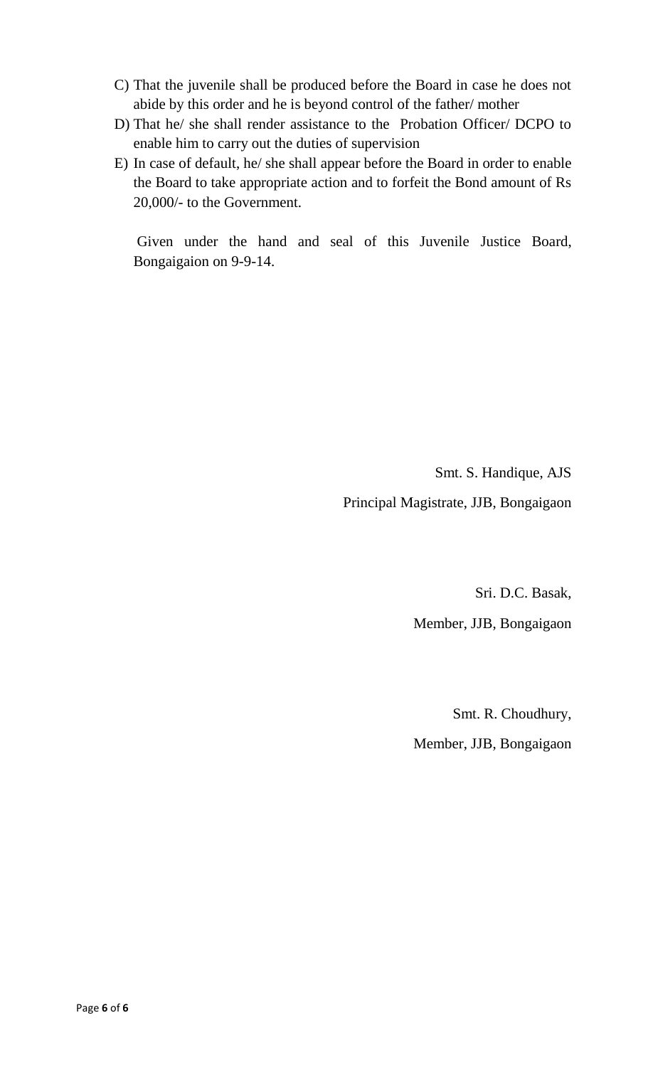C) That the juvenile shall be produced before the Board in case he does not abide by this order and he is beyond control of the father/ mother

D) That he/ she shall render assistance to the Probation Officer/ DCPO to enable him to carry out the duties of supervision

E) In case of default, he/ she shall appear before the Board in order to enable the Board to take appropriate action and to forfeit the Bond amount of Rs 20,000/- to the Government.

Given under the hand and seal of this Juvenile Justice Board, Bongaigaion on 9-9-14.

Smt. S. Handique, AJS

Principal Magistrate, JJB, Bongaigaon

Sri. D.C. Basak,

Member, JJB, Bongaigaon

Smt. R. Choudhury,

Member, JJB, Bongaigaon